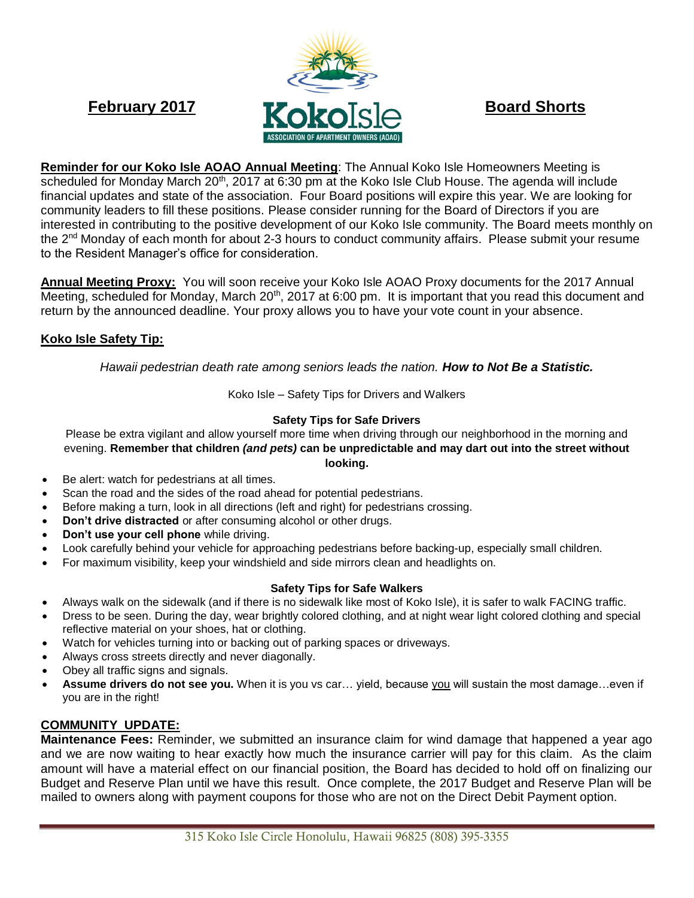**February 2017**

Koko Isle
ASSOCIATION OF APARTMENT OWNERS (AOAO)

**Board Shorts**

**Reminder for our Koko Isle AOAO Annual Meeting**: The Annual Koko Isle Homeowners Meeting is scheduled for Monday March 20th, 2017 at 6:30 pm at the Koko Isle Club House. The agenda will include financial updates and state of the association. Four Board positions will expire this year. We are looking for community leaders to fill these positions. Please consider running for the Board of Directors if you are interested in contributing to the positive development of our Koko Isle community. The Board meets monthly on the 2nd Monday of each month for about 2-3 hours to conduct community affairs. Please submit your resume to the Resident Manager's office for consideration.

**Annual Meeting Proxy:** You will soon receive your Koko Isle AOAO Proxy documents for the 2017 Annual Meeting, scheduled for Monday, March 20th, 2017 at 6:00 pm. It is important that you read this document and return by the announced deadline. Your proxy allows you to have your vote count in your absence.

**Koko Isle Safety Tip:**

*Hawaii pedestrian death rate among seniors leads the nation.* ***How to Not Be a Statistic.***

Koko Isle – Safety Tips for Drivers and Walkers

**Safety Tips for Safe Drivers**

Please be extra vigilant and allow yourself more time when driving through our neighborhood in the morning and evening. **Remember that children *(and pets)* can be unpredictable and may dart out into the street without looking.**

- Be alert: watch for pedestrians at all times.
- Scan the road and the sides of the road ahead for potential pedestrians.
- Before making a turn, look in all directions (left and right) for pedestrians crossing.
- **Don't drive distracted** or after consuming alcohol or other drugs.
- **Don't use your cell phone** while driving.
- Look carefully behind your vehicle for approaching pedestrians before backing-up, especially small children.
- For maximum visibility, keep your windshield and side mirrors clean and headlights on.

**Safety Tips for Safe Walkers**

- Always walk on the sidewalk (and if there is no sidewalk like most of Koko Isle), it is safer to walk FACING traffic.
- Dress to be seen. During the day, wear brightly colored clothing, and at night wear light colored clothing and special reflective material on your shoes, hat or clothing.
- Watch for vehicles turning into or backing out of parking spaces or driveways.
- Always cross streets directly and never diagonally.
- Obey all traffic signs and signals.
- **Assume drivers do not see you.** When it is you vs car… yield, because you will sustain the most damage…even if you are in the right!

**COMMUNITY UPDATE:**

**Maintenance Fees:** Reminder, we submitted an insurance claim for wind damage that happened a year ago and we are now waiting to hear exactly how much the insurance carrier will pay for this claim. As the claim amount will have a material effect on our financial position, the Board has decided to hold off on finalizing our Budget and Reserve Plan until we have this result. Once complete, the 2017 Budget and Reserve Plan will be mailed to owners along with payment coupons for those who are not on the Direct Debit Payment option.

315 Koko Isle Circle Honolulu, Hawaii 96825 (808) 395-3355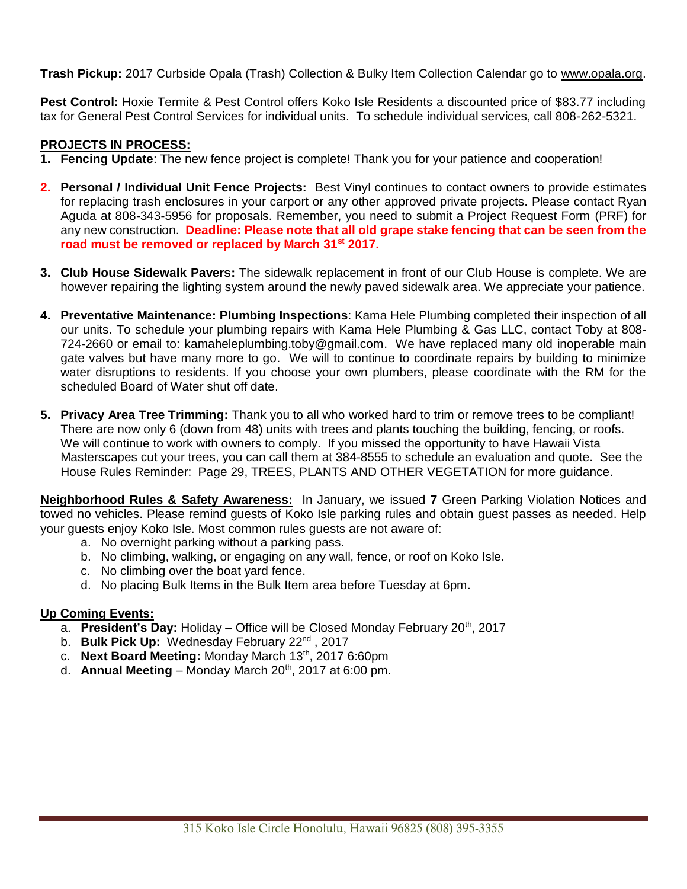**Trash Pickup:** 2017 Curbside Opala (Trash) Collection & Bulky Item Collection Calendar go to www.opala.org.

**Pest Control:** Hoxie Termite & Pest Control offers Koko Isle Residents a discounted price of $83.77 including tax for General Pest Control Services for individual units. To schedule individual services, call 808-262-5321.

**PROJECTS IN PROCESS:**

1. **Fencing Update**: The new fence project is complete! Thank you for your patience and cooperation!

2. **Personal / Individual Unit Fence Projects:** Best Vinyl continues to contact owners to provide estimates for replacing trash enclosures in your carport or any other approved private projects. Please contact Ryan Aguda at 808-343-5956 for proposals. Remember, you need to submit a Project Request Form (PRF) for any new construction. **Deadline: Please note that all old grape stake fencing that can be seen from the road must be removed or replaced by March 31st 2017.**

3. **Club House Sidewalk Pavers:** The sidewalk replacement in front of our Club House is complete. We are however repairing the lighting system around the newly paved sidewalk area. We appreciate your patience.

4. **Preventative Maintenance: Plumbing Inspections**: Kama Hele Plumbing completed their inspection of all our units. To schedule your plumbing repairs with Kama Hele Plumbing & Gas LLC, contact Toby at 808-724-2660 or email to: kamaheleplumbing.toby@gmail.com. We have replaced many old inoperable main gate valves but have many more to go. We will to continue to coordinate repairs by building to minimize water disruptions to residents. If you choose your own plumbers, please coordinate with the RM for the scheduled Board of Water shut off date.

5. **Privacy Area Tree Trimming:** Thank you to all who worked hard to trim or remove trees to be compliant! There are now only 6 (down from 48) units with trees and plants touching the building, fencing, or roofs. We will continue to work with owners to comply. If you missed the opportunity to have Hawaii Vista Masterscapes cut your trees, you can call them at 384-8555 to schedule an evaluation and quote. See the House Rules Reminder: Page 29, TREES, PLANTS AND OTHER VEGETATION for more guidance.

**Neighborhood Rules & Safety Awareness:** In January, we issued **7** Green Parking Violation Notices and towed no vehicles. Please remind guests of Koko Isle parking rules and obtain guest passes as needed. Help your guests enjoy Koko Isle. Most common rules guests are not aware of:

a. No overnight parking without a parking pass.
b. No climbing, walking, or engaging on any wall, fence, or roof on Koko Isle.
c. No climbing over the boat yard fence.
d. No placing Bulk Items in the Bulk Item area before Tuesday at 6pm.

**Up Coming Events:**

a. **President's Day:** Holiday – Office will be Closed Monday February 20th, 2017
b. **Bulk Pick Up:** Wednesday February 22nd , 2017
c. **Next Board Meeting:** Monday March 13th, 2017 6:60pm
d. **Annual Meeting** – Monday March 20th, 2017 at 6:00 pm.